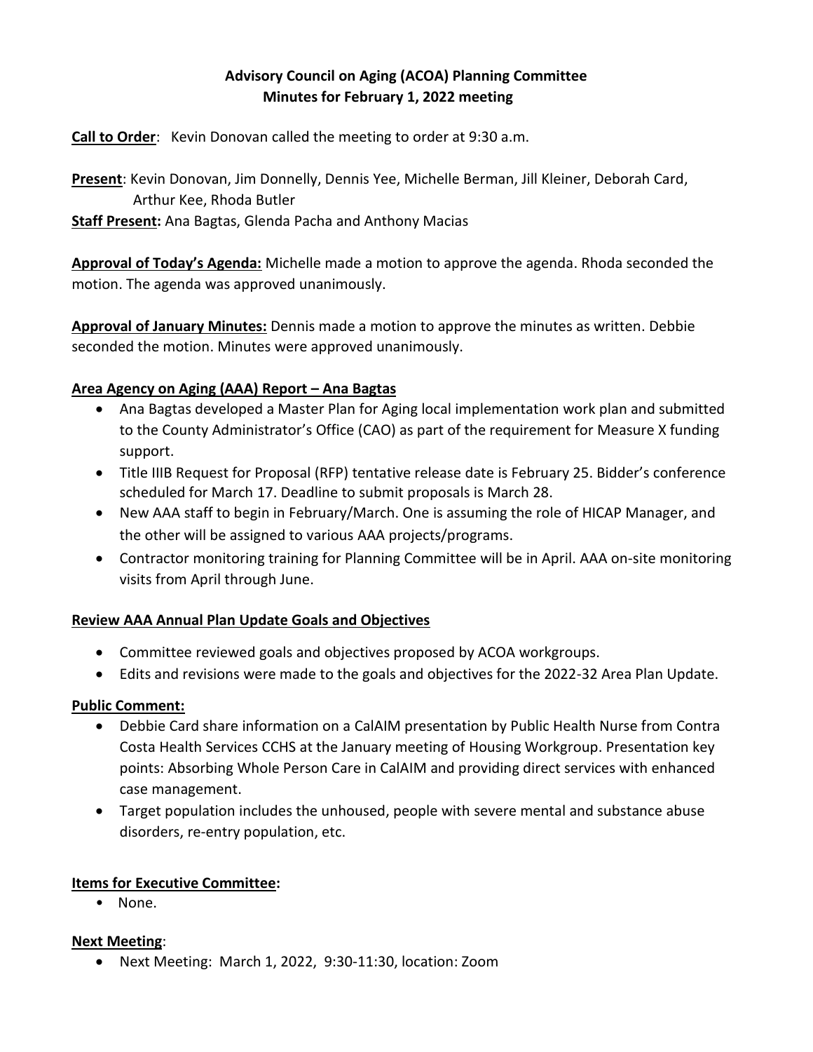# Advisory Council on Aging (ACOA) Planning Committee
## Minutes for February 1, 2022 meeting

**Call to Order**: Kevin Donovan called the meeting to order at 9:30 a.m.

**Present**: Kevin Donovan, Jim Donnelly, Dennis Yee, Michelle Berman, Jill Kleiner, Deborah Card, Arthur Kee, Rhoda Butler

**Staff Present:** Ana Bagtas, Glenda Pacha and Anthony Macias

**Approval of Today's Agenda:** Michelle made a motion to approve the agenda. Rhoda seconded the motion. The agenda was approved unanimously.

**Approval of January Minutes:** Dennis made a motion to approve the minutes as written. Debbie seconded the motion. Minutes were approved unanimously.

**Area Agency on Aging (AAA) Report – Ana Bagtas**

- Ana Bagtas developed a Master Plan for Aging local implementation work plan and submitted to the County Administrator's Office (CAO) as part of the requirement for Measure X funding support.
- Title IIIB Request for Proposal (RFP) tentative release date is February 25. Bidder's conference scheduled for March 17. Deadline to submit proposals is March 28.
- New AAA staff to begin in February/March. One is assuming the role of HICAP Manager, and the other will be assigned to various AAA projects/programs.
- Contractor monitoring training for Planning Committee will be in April. AAA on-site monitoring visits from April through June.

**Review AAA Annual Plan Update Goals and Objectives**

- Committee reviewed goals and objectives proposed by ACOA workgroups.
- Edits and revisions were made to the goals and objectives for the 2022-32 Area Plan Update.

**Public Comment:**

- Debbie Card share information on a CalAIM presentation by Public Health Nurse from Contra Costa Health Services CCHS at the January meeting of Housing Workgroup. Presentation key points: Absorbing Whole Person Care in CalAIM and providing direct services with enhanced case management.
- Target population includes the unhoused, people with severe mental and substance abuse disorders, re-entry population, etc.

**Items for Executive Committee:**

- None.

**Next Meeting**:

- Next Meeting: March 1, 2022, 9:30-11:30, location: Zoom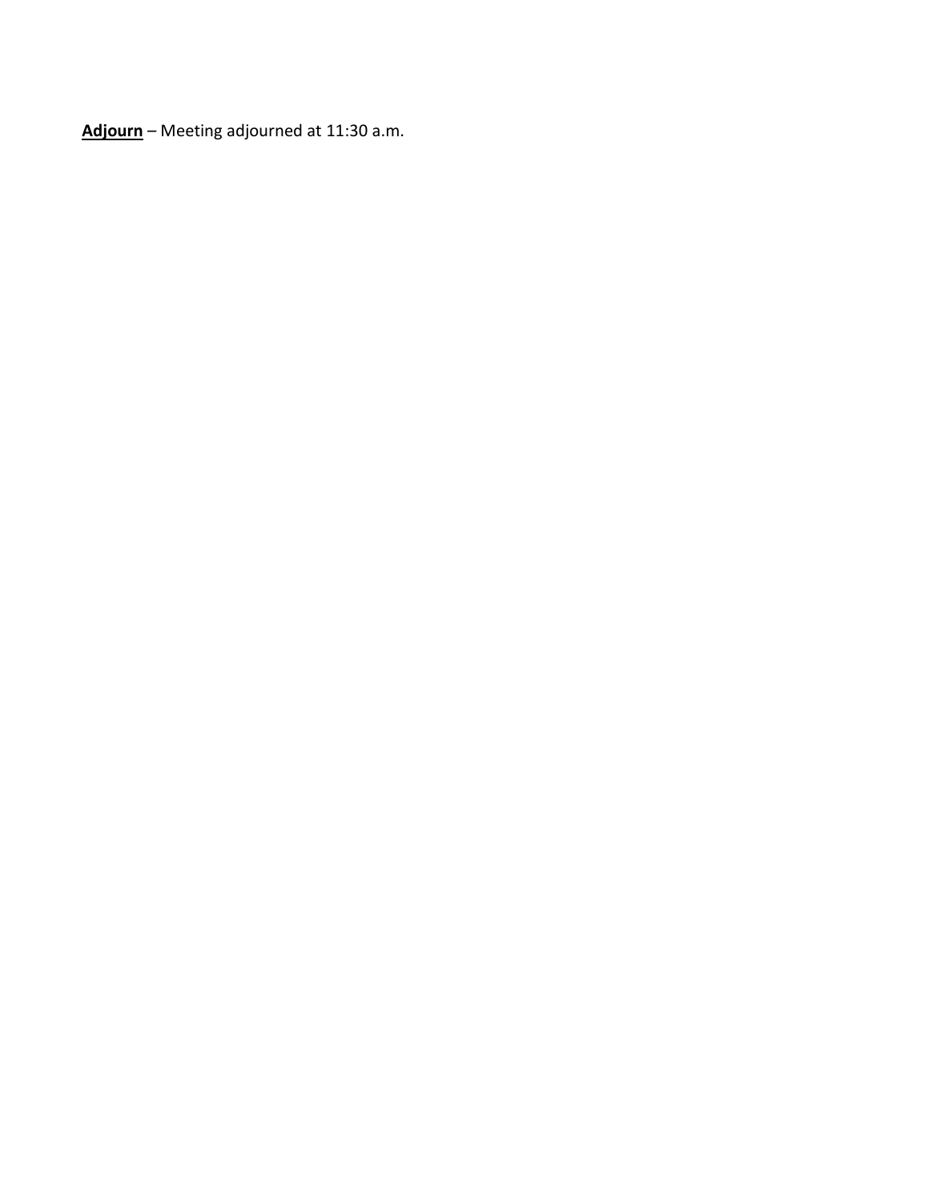**<u>Adjourn</u>** – Meeting adjourned at 11:30 a.m.